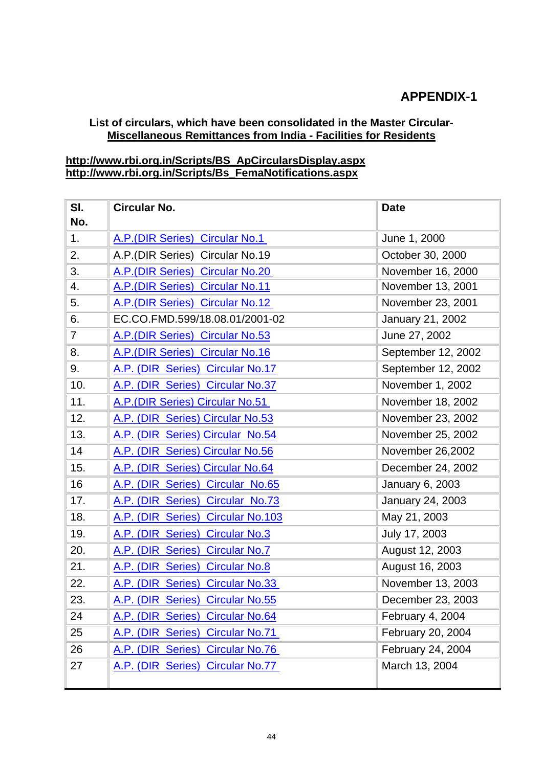## APPENDIX-1

**List of circulars, which have been consolidated in the Master Circular-**
**Miscellaneous Remittances from India - Facilities for Residents**

**http://www.rbi.org.in/Scripts/BS_ApCircularsDisplay.aspx**
**http://www.rbi.org.in/Scripts/Bs_FemaNotifications.aspx**

| Sl. No. | Circular No. | Date |
|---|---|---|
| 1. | A.P.(DIR Series) Circular No.1 | June 1, 2000 |
| 2. | A.P.(DIR Series) Circular No.19 | October 30, 2000 |
| 3. | A.P.(DIR Series) Circular No.20 | November 16, 2000 |
| 4. | A.P.(DIR Series) Circular No.11 | November 13, 2001 |
| 5. | A.P.(DIR Series) Circular No.12 | November 23, 2001 |
| 6. | EC.CO.FMD.599/18.08.01/2001-02 | January 21, 2002 |
| 7 | A.P.(DIR Series) Circular No.53 | June 27, 2002 |
| 8. | A.P.(DIR Series) Circular No.16 | September 12, 2002 |
| 9. | A.P. (DIR Series) Circular No.17 | September 12, 2002 |
| 10. | A.P. (DIR Series) Circular No.37 | November 1, 2002 |
| 11. | A.P.(DIR Series) Circular No.51 | November 18, 2002 |
| 12. | A.P. (DIR Series) Circular No.53 | November 23, 2002 |
| 13. | A.P. (DIR Series) Circular No.54 | November 25, 2002 |
| 14 | A.P. (DIR Series) Circular No.56 | November 26,2002 |
| 15. | A.P. (DIR Series) Circular No.64 | December 24, 2002 |
| 16 | A.P. (DIR Series) Circular No.65 | January 6, 2003 |
| 17. | A.P. (DIR Series) Circular No.73 | January 24, 2003 |
| 18. | A.P. (DIR Series) Circular No.103 | May 21, 2003 |
| 19. | A.P. (DIR Series) Circular No.3 | July 17, 2003 |
| 20. | A.P. (DIR Series) Circular No.7 | August 12, 2003 |
| 21. | A.P. (DIR Series) Circular No.8 | August 16, 2003 |
| 22. | A.P. (DIR Series) Circular No.33 | November 13, 2003 |
| 23. | A.P. (DIR Series) Circular No.55 | December 23, 2003 |
| 24 | A.P. (DIR Series) Circular No.64 | February 4, 2004 |
| 25 | A.P. (DIR Series) Circular No.71 | February 20, 2004 |
| 26 | A.P. (DIR Series) Circular No.76 | February 24, 2004 |
| 27 | A.P. (DIR Series) Circular No.77 | March 13, 2004 |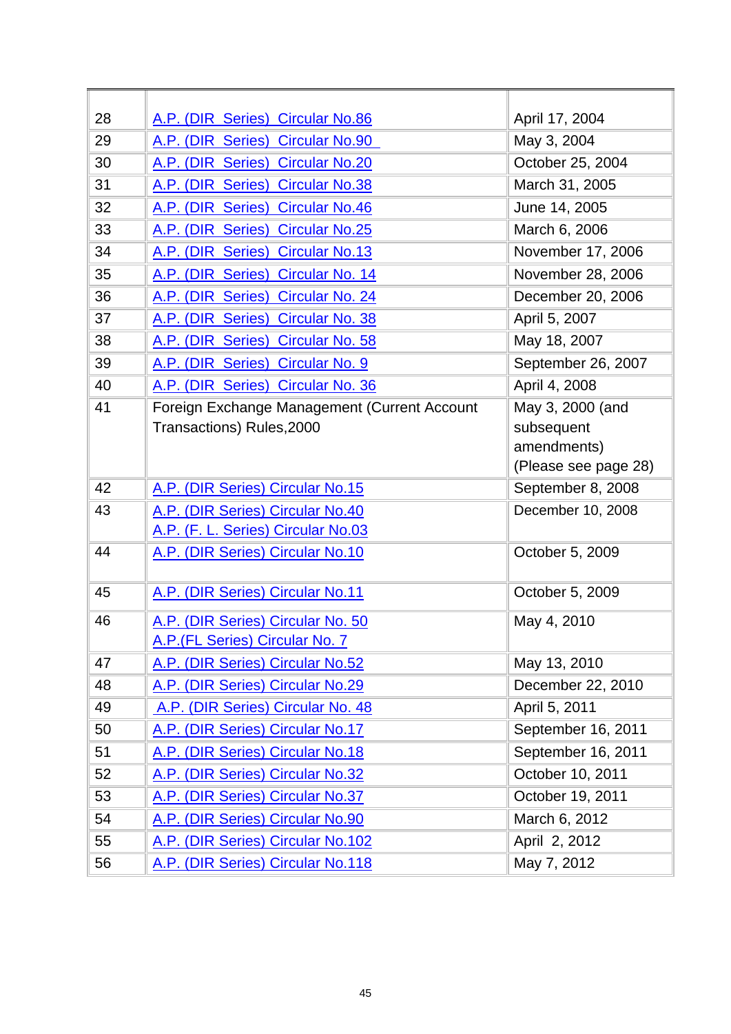| | | |
|---|---|---|
| 28 | A.P. (DIR Series) Circular No.86 | April 17, 2004 |
| 29 | A.P. (DIR Series) Circular No.90 | May 3, 2004 |
| 30 | A.P. (DIR Series) Circular No.20 | October 25, 2004 |
| 31 | A.P. (DIR Series) Circular No.38 | March 31, 2005 |
| 32 | A.P. (DIR Series) Circular No.46 | June 14, 2005 |
| 33 | A.P. (DIR Series) Circular No.25 | March 6, 2006 |
| 34 | A.P. (DIR Series) Circular No.13 | November 17, 2006 |
| 35 | A.P. (DIR Series) Circular No. 14 | November 28, 2006 |
| 36 | A.P. (DIR Series) Circular No. 24 | December 20, 2006 |
| 37 | A.P. (DIR Series) Circular No. 38 | April 5, 2007 |
| 38 | A.P. (DIR Series) Circular No. 58 | May 18, 2007 |
| 39 | A.P. (DIR Series) Circular No. 9 | September 26, 2007 |
| 40 | A.P. (DIR Series) Circular No. 36 | April 4, 2008 |
| 41 | Foreign Exchange Management (Current Account Transactions) Rules,2000 | May 3, 2000 (and subsequent amendments) (Please see page 28) |
| 42 | A.P. (DIR Series) Circular No.15 | September 8, 2008 |
| 43 | A.P. (DIR Series) Circular No.40<br>A.P. (F. L. Series) Circular No.03 | December 10, 2008 |
| 44 | A.P. (DIR Series) Circular No.10 | October 5, 2009 |
| 45 | A.P. (DIR Series) Circular No.11 | October 5, 2009 |
| 46 | A.P. (DIR Series) Circular No. 50<br>A.P.(FL Series) Circular No. 7 | May 4, 2010 |
| 47 | A.P. (DIR Series) Circular No.52 | May 13, 2010 |
| 48 | A.P. (DIR Series) Circular No.29 | December 22, 2010 |
| 49 | A.P. (DIR Series) Circular No. 48 | April 5, 2011 |
| 50 | A.P. (DIR Series) Circular No.17 | September 16, 2011 |
| 51 | A.P. (DIR Series) Circular No.18 | September 16, 2011 |
| 52 | A.P. (DIR Series) Circular No.32 | October 10, 2011 |
| 53 | A.P. (DIR Series) Circular No.37 | October 19, 2011 |
| 54 | A.P. (DIR Series) Circular No.90 | March 6, 2012 |
| 55 | A.P. (DIR Series) Circular No.102 | April 2, 2012 |
| 56 | A.P. (DIR Series) Circular No.118 | May 7, 2012 |